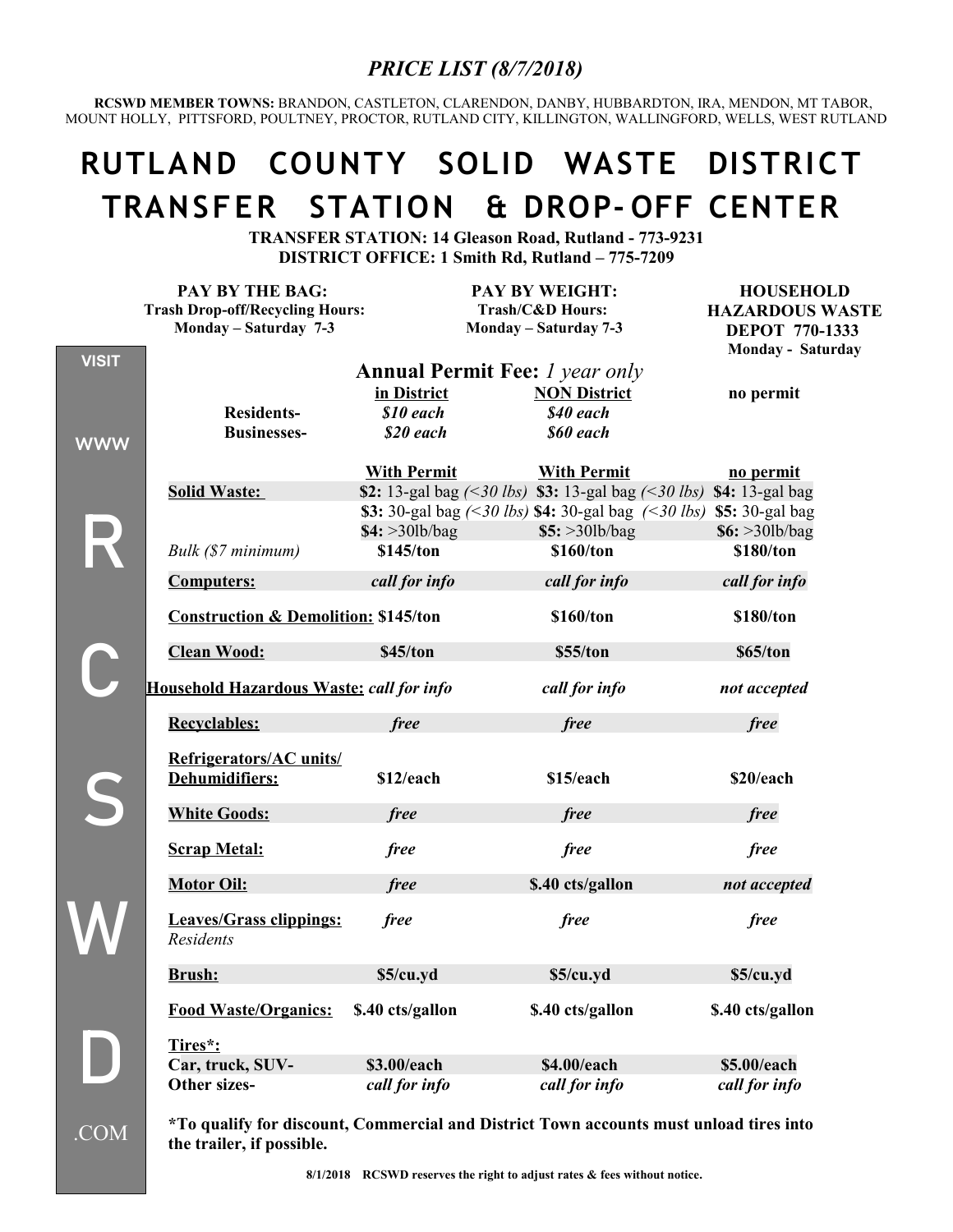*PRICE LIST (8/7/2018)*

**RCSWD MEMBER TOWNS:** BRANDON, CASTLETON, CLARENDON, DANBY, HUBBARDTON, IRA, MENDON, MT TABOR, MOUNT HOLLY, PITTSFORD, POULTNEY, PROCTOR, RUTLAND CITY, KILLINGTON, WALLINGFORD, WELLS, WEST RUTLAND

# RUTLAND COUNTY SOLID WASTE DISTRICT TRANSFER STATION & DROP-OFF CENTER

**TRANSFER STATION: 14 Gleason Road, Rutland - 773-9231**
**DISTRICT OFFICE: 1 Smith Rd, Rutland – 775-7209**

VISIT WWW RCSWD.COM

| PAY BY THE BAG: Trash Drop-off/Recycling Hours: Monday – Saturday 7-3 | | PAY BY WEIGHT: Trash/C&D Hours: Monday – Saturday 7-3 | HOUSEHOLD HAZARDOUS WASTE DEPOT 770-1333 Monday - Saturday |
|---|---|---|---|
| **Annual Permit Fee:** *1 year only* | **in District** | **NON District** | **no permit** |
| **Residents-** | ***$10 each*** | ***$40 each*** | |
| **Businesses-** | ***$20 each*** | ***$60 each*** | |
| | **With Permit** | **With Permit** | **no permit** |
| **Solid Waste:** | **$2:** 13-gal bag *(<30 lbs)* | **$3:** 13-gal bag *(<30 lbs)* | **$4:** 13-gal bag |
| | **$3:** 30-gal bag *(<30 lbs)* | **$4:** 30-gal bag *(<30 lbs)* | **$5:** 30-gal bag |
| | **$4:** >30lb/bag | **$5:** >30lb/bag | **$6:** >30lb/bag |
| *Bulk ($7 minimum)* | **$145/ton** | **$160/ton** | **$180/ton** |
| **Computers:** | *call for info* | *call for info* | *call for info* |
| **Construction & Demolition:** | **$145/ton** | **$160/ton** | **$180/ton** |
| **Clean Wood:** | **$45/ton** | **$55/ton** | **$65/ton** |
| **Household Hazardous Waste:** | *call for info* | *call for info* | *not accepted* |
| **Recyclables:** | *free* | *free* | *free* |
| **Refrigerators/AC units/ Dehumidifiers:** | **$12/each** | **$15/each** | **$20/each** |
| **White Goods:** | *free* | *free* | *free* |
| **Scrap Metal:** | *free* | *free* | *free* |
| **Motor Oil:** | *free* | **$.40 cts/gallon** | *not accepted* |
| **Leaves/Grass clippings:** *Residents* | *free* | *free* | *free* |
| **Brush:** | **$5/cu.yd** | **$5/cu.yd** | **$5/cu.yd** |
| **Food Waste/Organics:** | **$.40 cts/gallon** | **$.40 cts/gallon** | **$.40 cts/gallon** |
| **Tires*:** | | | |
| **Car, truck, SUV-** | **$3.00/each** | **$4.00/each** | **$5.00/each** |
| **Other sizes-** | *call for info* | *call for info* | *call for info* |

***To qualify for discount, Commercial and District Town accounts must unload tires into the trailer, if possible.**

**8/1/2018 RCSWD reserves the right to adjust rates & fees without notice.**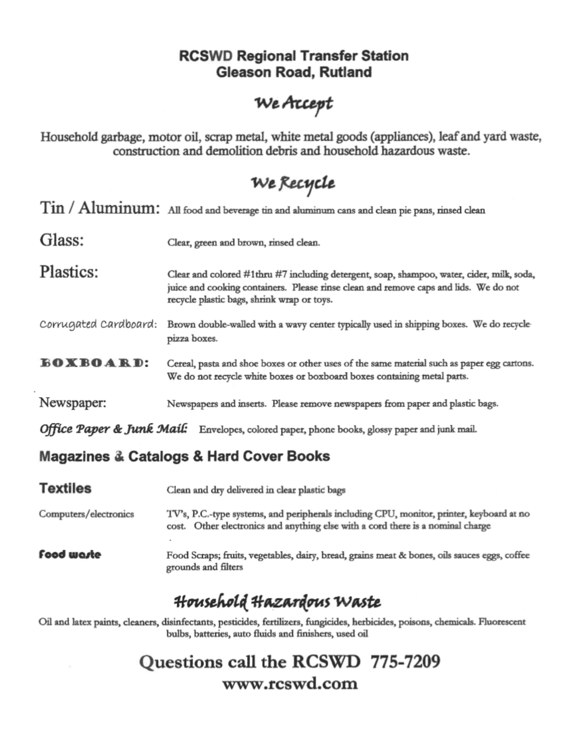## RCSWD Regional Transfer Station
## Gleason Road, Rutland

# We Accept

Household garbage, motor oil, scrap metal, white metal goods (appliances), leaf and yard waste, construction and demolition debris and household hazardous waste.

# We Recycle

**Tin / Aluminum:** All food and beverage tin and aluminum cans and clean pie pans, rinsed clean

**Glass:** Clear, green and brown, rinsed clean.

**Plastics:** Clear and colored #1thru #7 including detergent, soap, shampoo, water, cider, milk, soda, juice and cooking containers. Please rinse clean and remove caps and lids. We do not recycle plastic bags, shrink wrap or toys.

**Corrugated Cardboard:** Brown double-walled with a wavy center typically used in shipping boxes. We do recycle pizza boxes.

**BOXBOARD:** Cereal, pasta and shoe boxes or other uses of the same material such as paper egg cartons. We do not recycle white boxes or boxboard boxes containing metal parts.

**Newspaper:** Newspapers and inserts. Please remove newspapers from paper and plastic bags.

***Office Paper & Junk Mail:*** Envelopes, colored paper, phone books, glossy paper and junk mail.

**Magazines & Catalogs & Hard Cover Books**

**Textiles** Clean and dry delivered in clear plastic bags

**Computers/electronics** TV's, P.C.-type systems, and peripherals including CPU, monitor, printer, keyboard at no cost. Other electronics and anything else with a cord there is a nominal charge

**Food waste** Food Scraps; fruits, vegetables, dairy, bread, grains meat & bones, oils sauces eggs, coffee grounds and filters

# Household Hazardous Waste

Oil and latex paints, cleaners, disinfectants, pesticides, fertilizers, fungicides, herbicides, poisons, chemicals. Fluorescent bulbs, batteries, auto fluids and finishers, used oil

## Questions call the RCSWD 775-7209
## www.rcswd.com